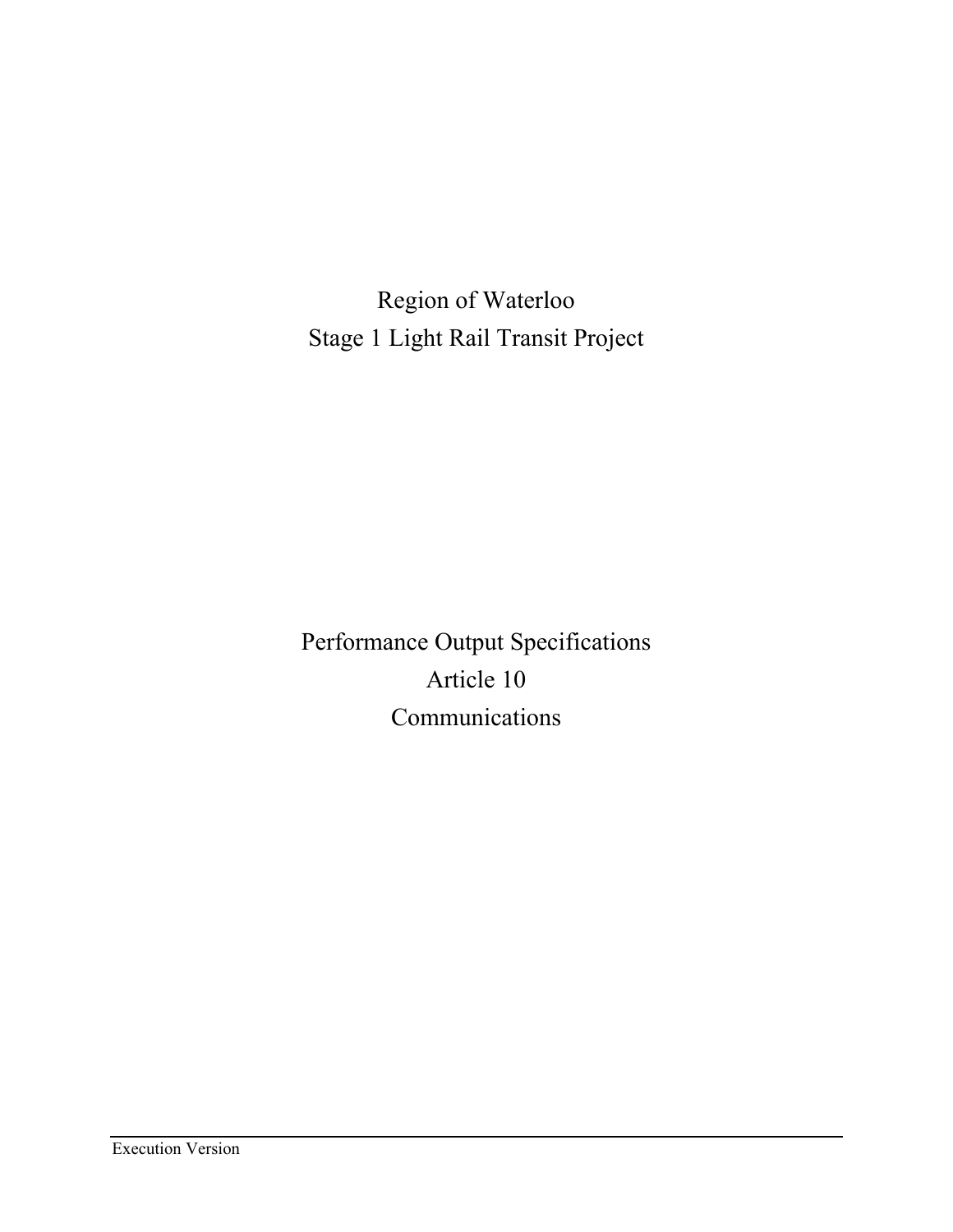# Region of Waterloo
# Stage 1 Light Rail Transit Project

# Performance Output Specifications
# Article 10
# Communications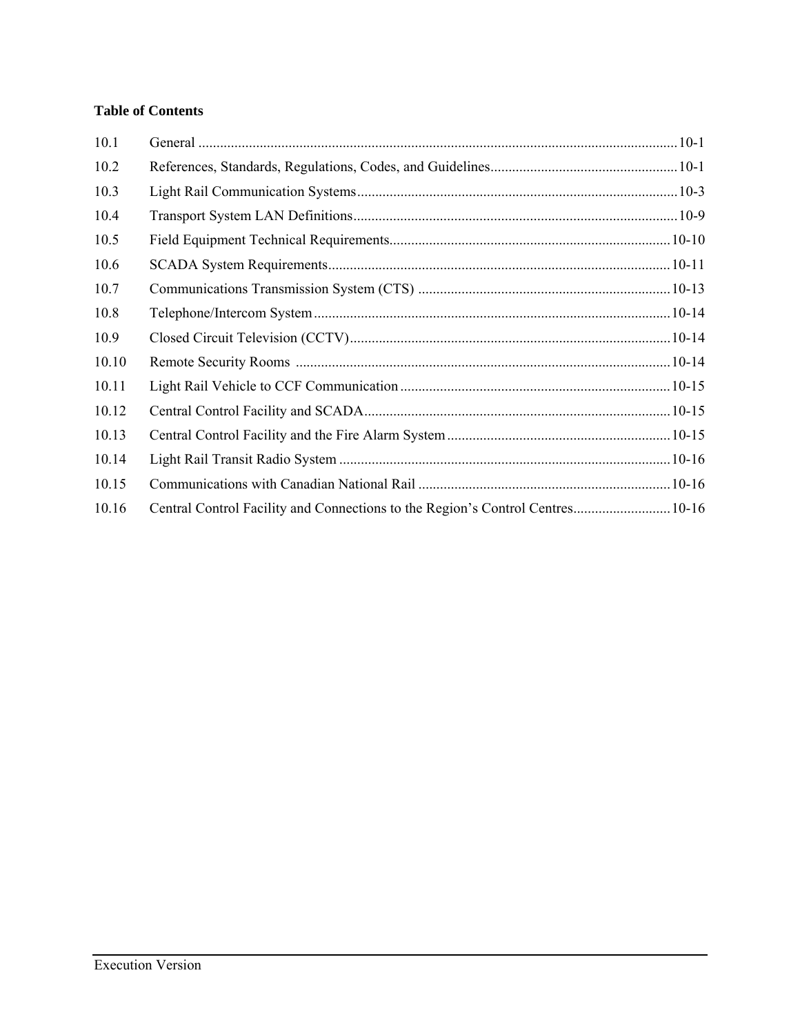**Table of Contents**

| | | |
|---|---|---|
| 10.1 | General | 10-1 |
| 10.2 | References, Standards, Regulations, Codes, and Guidelines | 10-1 |
| 10.3 | Light Rail Communication Systems | 10-3 |
| 10.4 | Transport System LAN Definitions | 10-9 |
| 10.5 | Field Equipment Technical Requirements | 10-10 |
| 10.6 | SCADA System Requirements | 10-11 |
| 10.7 | Communications Transmission System (CTS) | 10-13 |
| 10.8 | Telephone/Intercom System | 10-14 |
| 10.9 | Closed Circuit Television (CCTV) | 10-14 |
| 10.10 | Remote Security Rooms | 10-14 |
| 10.11 | Light Rail Vehicle to CCF Communication | 10-15 |
| 10.12 | Central Control Facility and SCADA | 10-15 |
| 10.13 | Central Control Facility and the Fire Alarm System | 10-15 |
| 10.14 | Light Rail Transit Radio System | 10-16 |
| 10.15 | Communications with Canadian National Rail | 10-16 |
| 10.16 | Central Control Facility and Connections to the Region's Control Centres | 10-16 |

Execution Version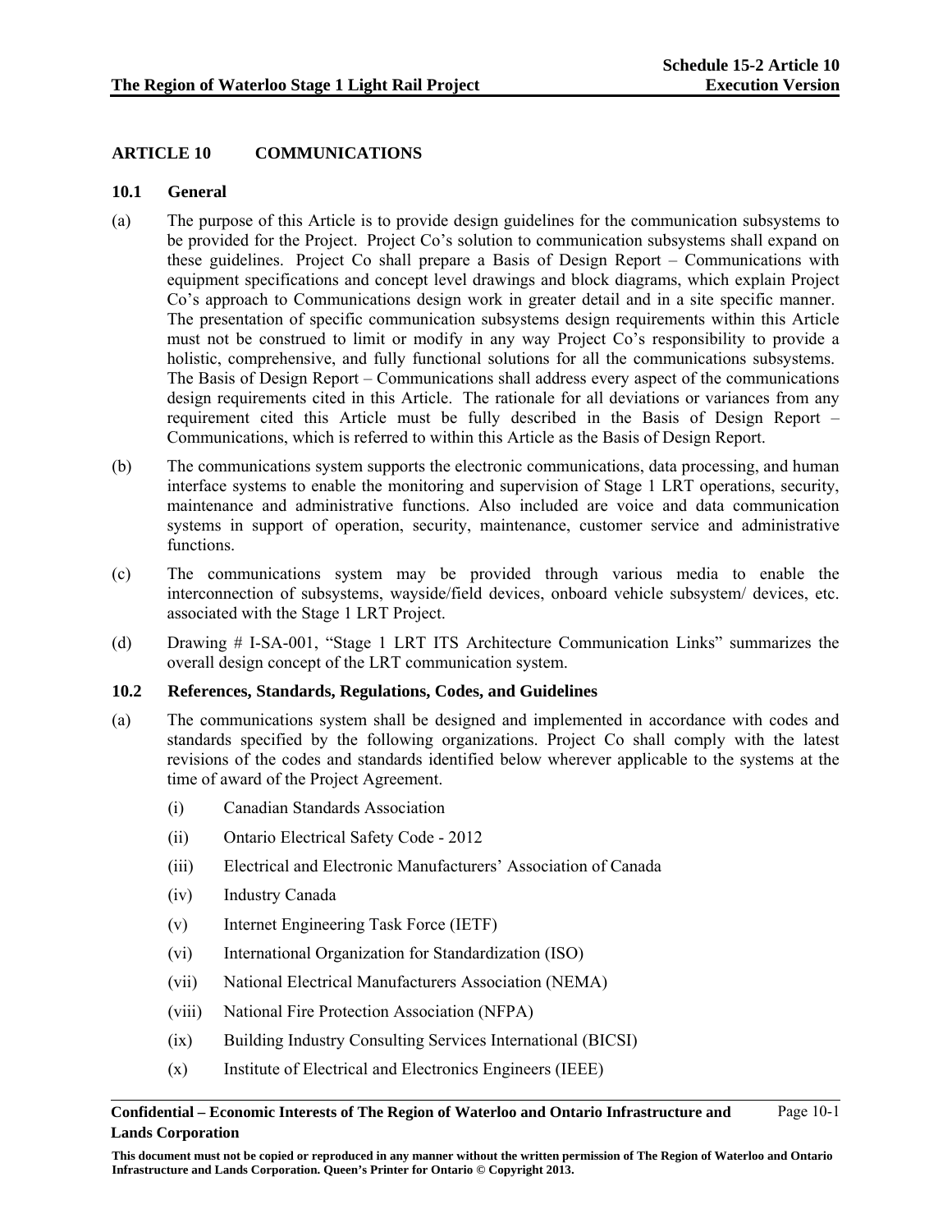## ARTICLE 10 COMMUNICATIONS

### 10.1 General

(a) The purpose of this Article is to provide design guidelines for the communication subsystems to be provided for the Project. Project Co's solution to communication subsystems shall expand on these guidelines. Project Co shall prepare a Basis of Design Report – Communications with equipment specifications and concept level drawings and block diagrams, which explain Project Co's approach to Communications design work in greater detail and in a site specific manner. The presentation of specific communication subsystems design requirements within this Article must not be construed to limit or modify in any way Project Co's responsibility to provide a holistic, comprehensive, and fully functional solutions for all the communications subsystems. The Basis of Design Report – Communications shall address every aspect of the communications design requirements cited in this Article. The rationale for all deviations or variances from any requirement cited this Article must be fully described in the Basis of Design Report – Communications, which is referred to within this Article as the Basis of Design Report.

(b) The communications system supports the electronic communications, data processing, and human interface systems to enable the monitoring and supervision of Stage 1 LRT operations, security, maintenance and administrative functions. Also included are voice and data communication systems in support of operation, security, maintenance, customer service and administrative functions.

(c) The communications system may be provided through various media to enable the interconnection of subsystems, wayside/field devices, onboard vehicle subsystem/ devices, etc. associated with the Stage 1 LRT Project.

(d) Drawing # I-SA-001, "Stage 1 LRT ITS Architecture Communication Links" summarizes the overall design concept of the LRT communication system.

### 10.2 References, Standards, Regulations, Codes, and Guidelines

(a) The communications system shall be designed and implemented in accordance with codes and standards specified by the following organizations. Project Co shall comply with the latest revisions of the codes and standards identified below wherever applicable to the systems at the time of award of the Project Agreement.

(i) Canadian Standards Association

(ii) Ontario Electrical Safety Code - 2012

(iii) Electrical and Electronic Manufacturers' Association of Canada

(iv) Industry Canada

(v) Internet Engineering Task Force (IETF)

(vi) International Organization for Standardization (ISO)

(vii) National Electrical Manufacturers Association (NEMA)

(viii) National Fire Protection Association (NFPA)

(ix) Building Industry Consulting Services International (BICSI)

(x) Institute of Electrical and Electronics Engineers (IEEE)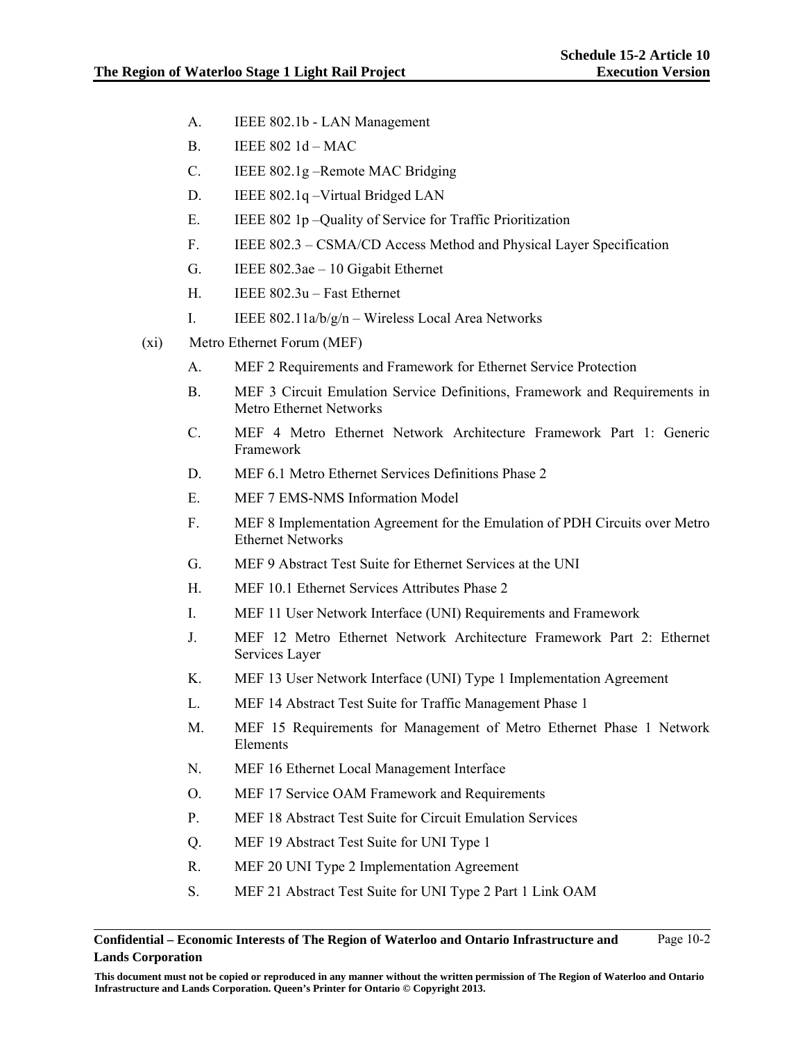A. IEEE 802.1b - LAN Management

B. IEEE 802 1d – MAC

C. IEEE 802.1g –Remote MAC Bridging

D. IEEE 802.1q –Virtual Bridged LAN

E. IEEE 802 1p –Quality of Service for Traffic Prioritization

F. IEEE 802.3 – CSMA/CD Access Method and Physical Layer Specification

G. IEEE 802.3ae – 10 Gigabit Ethernet

H. IEEE 802.3u – Fast Ethernet

I. IEEE 802.11a/b/g/n – Wireless Local Area Networks

(xi) Metro Ethernet Forum (MEF)

A. MEF 2 Requirements and Framework for Ethernet Service Protection

B. MEF 3 Circuit Emulation Service Definitions, Framework and Requirements in Metro Ethernet Networks

C. MEF 4 Metro Ethernet Network Architecture Framework Part 1: Generic Framework

D. MEF 6.1 Metro Ethernet Services Definitions Phase 2

E. MEF 7 EMS-NMS Information Model

F. MEF 8 Implementation Agreement for the Emulation of PDH Circuits over Metro Ethernet Networks

G. MEF 9 Abstract Test Suite for Ethernet Services at the UNI

H. MEF 10.1 Ethernet Services Attributes Phase 2

I. MEF 11 User Network Interface (UNI) Requirements and Framework

J. MEF 12 Metro Ethernet Network Architecture Framework Part 2: Ethernet Services Layer

K. MEF 13 User Network Interface (UNI) Type 1 Implementation Agreement

L. MEF 14 Abstract Test Suite for Traffic Management Phase 1

M. MEF 15 Requirements for Management of Metro Ethernet Phase 1 Network Elements

N. MEF 16 Ethernet Local Management Interface

O. MEF 17 Service OAM Framework and Requirements

P. MEF 18 Abstract Test Suite for Circuit Emulation Services

Q. MEF 19 Abstract Test Suite for UNI Type 1

R. MEF 20 UNI Type 2 Implementation Agreement

S. MEF 21 Abstract Test Suite for UNI Type 2 Part 1 Link OAM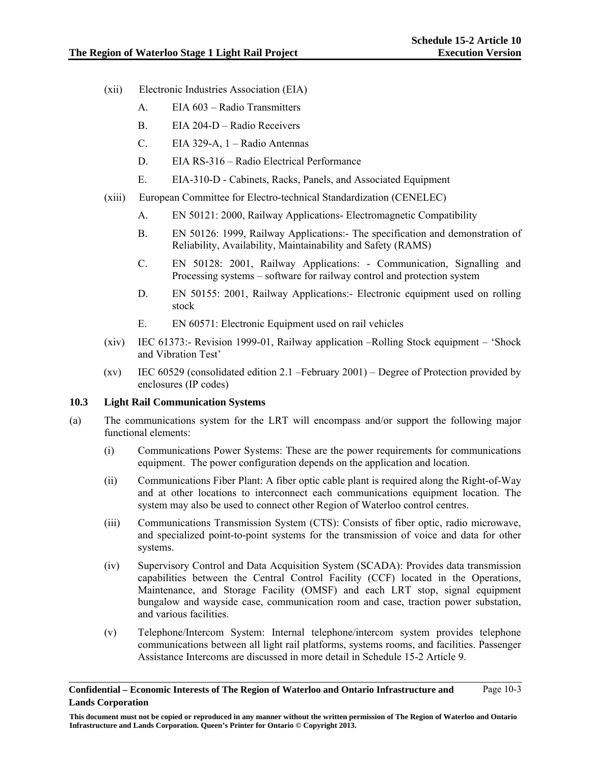(xii) Electronic Industries Association (EIA)

A. EIA 603 – Radio Transmitters

B. EIA 204-D – Radio Receivers

C. EIA 329-A, 1 – Radio Antennas

D. EIA RS-316 – Radio Electrical Performance

E. EIA-310-D - Cabinets, Racks, Panels, and Associated Equipment

(xiii) European Committee for Electro-technical Standardization (CENELEC)

A. EN 50121: 2000, Railway Applications- Electromagnetic Compatibility

B. EN 50126: 1999, Railway Applications:- The specification and demonstration of Reliability, Availability, Maintainability and Safety (RAMS)

C. EN 50128: 2001, Railway Applications: - Communication, Signalling and Processing systems – software for railway control and protection system

D. EN 50155: 2001, Railway Applications:- Electronic equipment used on rolling stock

E. EN 60571: Electronic Equipment used on rail vehicles

(xiv) IEC 61373:- Revision 1999-01, Railway application –Rolling Stock equipment – 'Shock and Vibration Test'

(xv) IEC 60529 (consolidated edition 2.1 –February 2001) – Degree of Protection provided by enclosures (IP codes)

### 10.3 Light Rail Communication Systems

(a) The communications system for the LRT will encompass and/or support the following major functional elements:

(i) Communications Power Systems: These are the power requirements for communications equipment. The power configuration depends on the application and location.

(ii) Communications Fiber Plant: A fiber optic cable plant is required along the Right-of-Way and at other locations to interconnect each communications equipment location. The system may also be used to connect other Region of Waterloo control centres.

(iii) Communications Transmission System (CTS): Consists of fiber optic, radio microwave, and specialized point-to-point systems for the transmission of voice and data for other systems.

(iv) Supervisory Control and Data Acquisition System (SCADA): Provides data transmission capabilities between the Central Control Facility (CCF) located in the Operations, Maintenance, and Storage Facility (OMSF) and each LRT stop, signal equipment bungalow and wayside case, communication room and case, traction power substation, and various facilities.

(v) Telephone/Intercom System: Internal telephone/intercom system provides telephone communications between all light rail platforms, systems rooms, and facilities. Passenger Assistance Intercoms are discussed in more detail in Schedule 15-2 Article 9.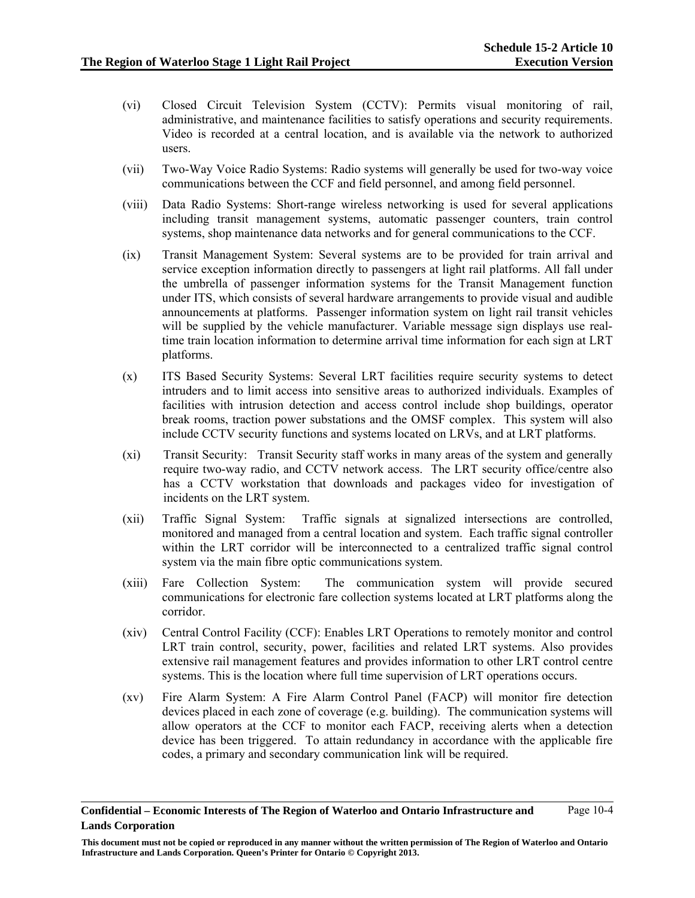(vi) Closed Circuit Television System (CCTV): Permits visual monitoring of rail, administrative, and maintenance facilities to satisfy operations and security requirements. Video is recorded at a central location, and is available via the network to authorized users.

(vii) Two-Way Voice Radio Systems: Radio systems will generally be used for two-way voice communications between the CCF and field personnel, and among field personnel.

(viii) Data Radio Systems: Short-range wireless networking is used for several applications including transit management systems, automatic passenger counters, train control systems, shop maintenance data networks and for general communications to the CCF.

(ix) Transit Management System: Several systems are to be provided for train arrival and service exception information directly to passengers at light rail platforms. All fall under the umbrella of passenger information systems for the Transit Management function under ITS, which consists of several hardware arrangements to provide visual and audible announcements at platforms. Passenger information system on light rail transit vehicles will be supplied by the vehicle manufacturer. Variable message sign displays use real-time train location information to determine arrival time information for each sign at LRT platforms.

(x) ITS Based Security Systems: Several LRT facilities require security systems to detect intruders and to limit access into sensitive areas to authorized individuals. Examples of facilities with intrusion detection and access control include shop buildings, operator break rooms, traction power substations and the OMSF complex. This system will also include CCTV security functions and systems located on LRVs, and at LRT platforms.

(xi) Transit Security: Transit Security staff works in many areas of the system and generally require two-way radio, and CCTV network access. The LRT security office/centre also has a CCTV workstation that downloads and packages video for investigation of incidents on the LRT system.

(xii) Traffic Signal System: Traffic signals at signalized intersections are controlled, monitored and managed from a central location and system. Each traffic signal controller within the LRT corridor will be interconnected to a centralized traffic signal control system via the main fibre optic communications system.

(xiii) Fare Collection System: The communication system will provide secured communications for electronic fare collection systems located at LRT platforms along the corridor.

(xiv) Central Control Facility (CCF): Enables LRT Operations to remotely monitor and control LRT train control, security, power, facilities and related LRT systems. Also provides extensive rail management features and provides information to other LRT control centre systems. This is the location where full time supervision of LRT operations occurs.

(xv) Fire Alarm System: A Fire Alarm Control Panel (FACP) will monitor fire detection devices placed in each zone of coverage (e.g. building). The communication systems will allow operators at the CCF to monitor each FACP, receiving alerts when a detection device has been triggered. To attain redundancy in accordance with the applicable fire codes, a primary and secondary communication link will be required.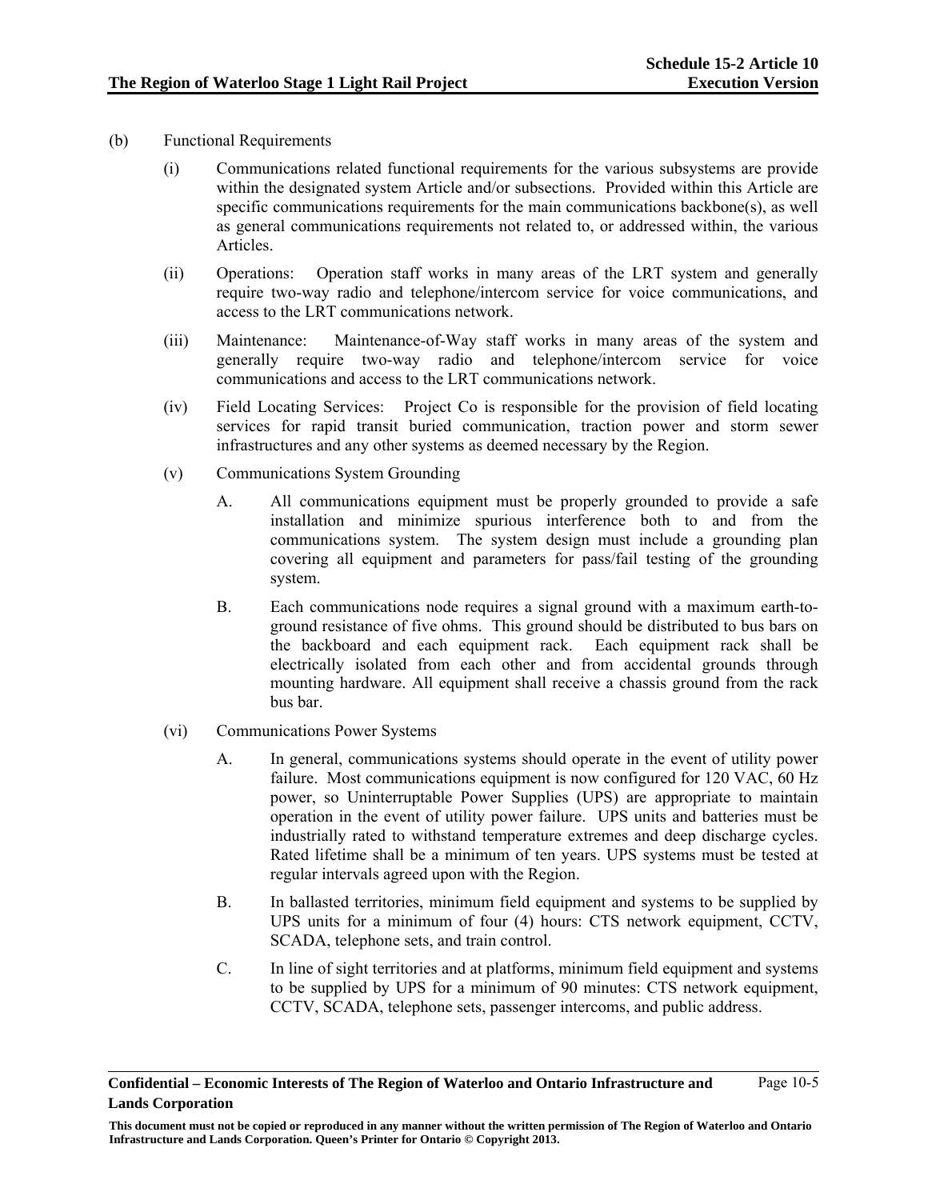(b) Functional Requirements

(i) Communications related functional requirements for the various subsystems are provide within the designated system Article and/or subsections. Provided within this Article are specific communications requirements for the main communications backbone(s), as well as general communications requirements not related to, or addressed within, the various Articles.

(ii) Operations: Operation staff works in many areas of the LRT system and generally require two-way radio and telephone/intercom service for voice communications, and access to the LRT communications network.

(iii) Maintenance: Maintenance-of-Way staff works in many areas of the system and generally require two-way radio and telephone/intercom service for voice communications and access to the LRT communications network.

(iv) Field Locating Services: Project Co is responsible for the provision of field locating services for rapid transit buried communication, traction power and storm sewer infrastructures and any other systems as deemed necessary by the Region.

(v) Communications System Grounding

A. All communications equipment must be properly grounded to provide a safe installation and minimize spurious interference both to and from the communications system. The system design must include a grounding plan covering all equipment and parameters for pass/fail testing of the grounding system.

B. Each communications node requires a signal ground with a maximum earth-to-ground resistance of five ohms. This ground should be distributed to bus bars on the backboard and each equipment rack. Each equipment rack shall be electrically isolated from each other and from accidental grounds through mounting hardware. All equipment shall receive a chassis ground from the rack bus bar.

(vi) Communications Power Systems

A. In general, communications systems should operate in the event of utility power failure. Most communications equipment is now configured for 120 VAC, 60 Hz power, so Uninterruptable Power Supplies (UPS) are appropriate to maintain operation in the event of utility power failure. UPS units and batteries must be industrially rated to withstand temperature extremes and deep discharge cycles. Rated lifetime shall be a minimum of ten years. UPS systems must be tested at regular intervals agreed upon with the Region.

B. In ballasted territories, minimum field equipment and systems to be supplied by UPS units for a minimum of four (4) hours: CTS network equipment, CCTV, SCADA, telephone sets, and train control.

C. In line of sight territories and at platforms, minimum field equipment and systems to be supplied by UPS for a minimum of 90 minutes: CTS network equipment, CCTV, SCADA, telephone sets, passenger intercoms, and public address.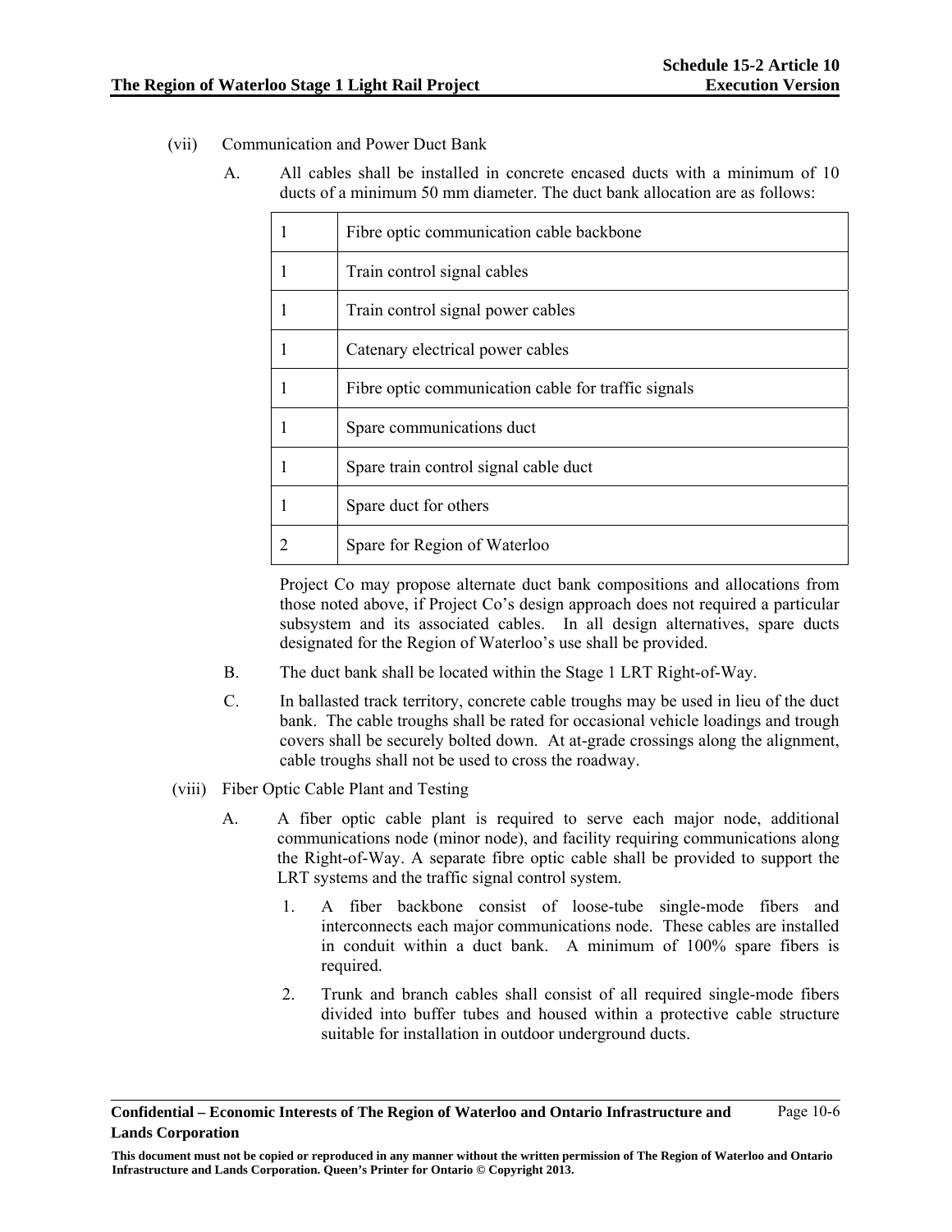(vii) Communication and Power Duct Bank

A. All cables shall be installed in concrete encased ducts with a minimum of 10 ducts of a minimum 50 mm diameter. The duct bank allocation are as follows:

| | |
|---|---|
| 1 | Fibre optic communication cable backbone |
| 1 | Train control signal cables |
| 1 | Train control signal power cables |
| 1 | Catenary electrical power cables |
| 1 | Fibre optic communication cable for traffic signals |
| 1 | Spare communications duct |
| 1 | Spare train control signal cable duct |
| 1 | Spare duct for others |
| 2 | Spare for Region of Waterloo |

Project Co may propose alternate duct bank compositions and allocations from those noted above, if Project Co's design approach does not required a particular subsystem and its associated cables. In all design alternatives, spare ducts designated for the Region of Waterloo's use shall be provided.

B. The duct bank shall be located within the Stage 1 LRT Right-of-Way.

C. In ballasted track territory, concrete cable troughs may be used in lieu of the duct bank. The cable troughs shall be rated for occasional vehicle loadings and trough covers shall be securely bolted down. At at-grade crossings along the alignment, cable troughs shall not be used to cross the roadway.

(viii) Fiber Optic Cable Plant and Testing

A. A fiber optic cable plant is required to serve each major node, additional communications node (minor node), and facility requiring communications along the Right-of-Way. A separate fibre optic cable shall be provided to support the LRT systems and the traffic signal control system.

1. A fiber backbone consist of loose-tube single-mode fibers and interconnects each major communications node. These cables are installed in conduit within a duct bank. A minimum of 100% spare fibers is required.

2. Trunk and branch cables shall consist of all required single-mode fibers divided into buffer tubes and housed within a protective cable structure suitable for installation in outdoor underground ducts.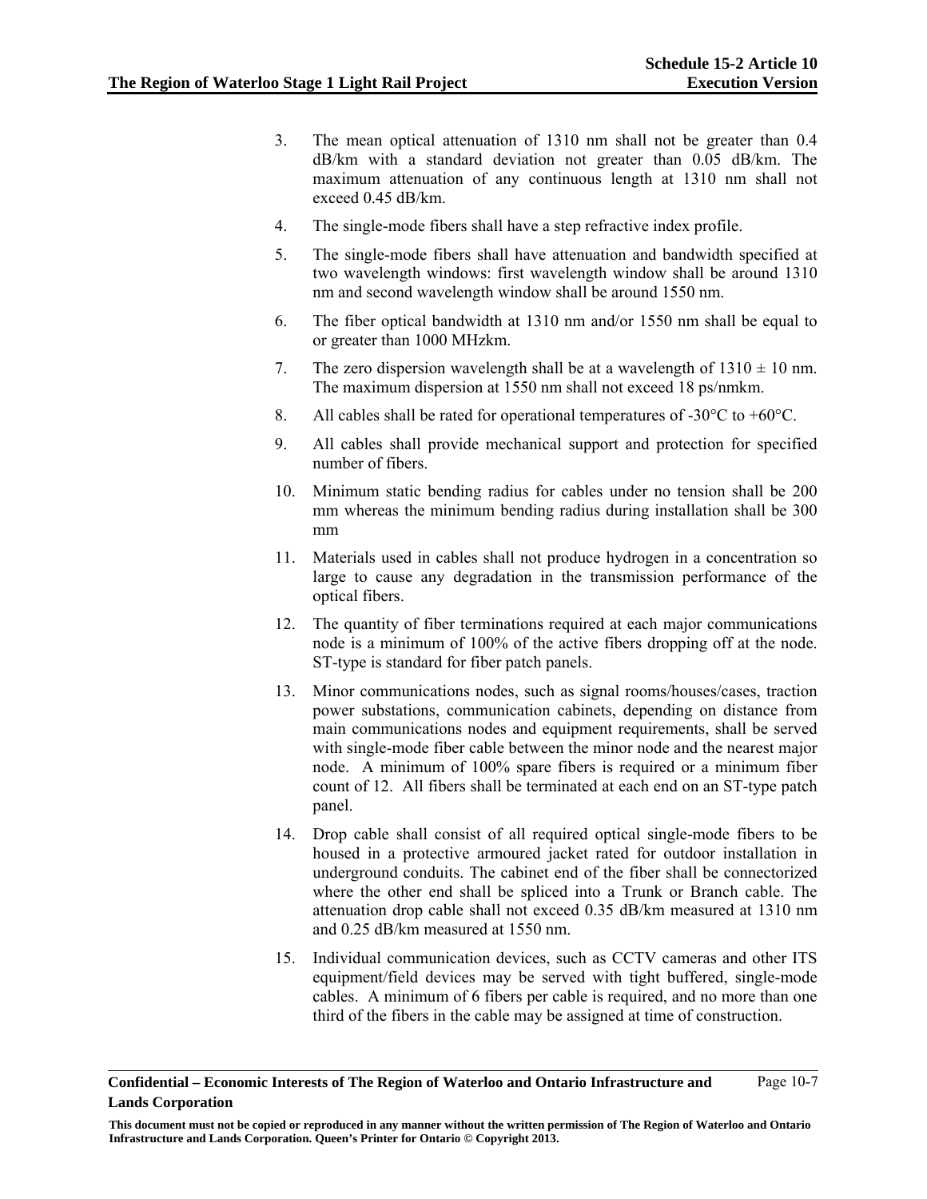3. The mean optical attenuation of 1310 nm shall not be greater than 0.4 dB/km with a standard deviation not greater than 0.05 dB/km. The maximum attenuation of any continuous length at 1310 nm shall not exceed 0.45 dB/km.
4. The single-mode fibers shall have a step refractive index profile.
5. The single-mode fibers shall have attenuation and bandwidth specified at two wavelength windows: first wavelength window shall be around 1310 nm and second wavelength window shall be around 1550 nm.
6. The fiber optical bandwidth at 1310 nm and/or 1550 nm shall be equal to or greater than 1000 MHzkm.
7. The zero dispersion wavelength shall be at a wavelength of 1310 ± 10 nm. The maximum dispersion at 1550 nm shall not exceed 18 ps/nmkm.
8. All cables shall be rated for operational temperatures of -30°C to +60°C.
9. All cables shall provide mechanical support and protection for specified number of fibers.
10. Minimum static bending radius for cables under no tension shall be 200 mm whereas the minimum bending radius during installation shall be 300 mm
11. Materials used in cables shall not produce hydrogen in a concentration so large to cause any degradation in the transmission performance of the optical fibers.
12. The quantity of fiber terminations required at each major communications node is a minimum of 100% of the active fibers dropping off at the node. ST-type is standard for fiber patch panels.
13. Minor communications nodes, such as signal rooms/houses/cases, traction power substations, communication cabinets, depending on distance from main communications nodes and equipment requirements, shall be served with single-mode fiber cable between the minor node and the nearest major node. A minimum of 100% spare fibers is required or a minimum fiber count of 12. All fibers shall be terminated at each end on an ST-type patch panel.
14. Drop cable shall consist of all required optical single-mode fibers to be housed in a protective armoured jacket rated for outdoor installation in underground conduits. The cabinet end of the fiber shall be connectorized where the other end shall be spliced into a Trunk or Branch cable. The attenuation drop cable shall not exceed 0.35 dB/km measured at 1310 nm and 0.25 dB/km measured at 1550 nm.
15. Individual communication devices, such as CCTV cameras and other ITS equipment/field devices may be served with tight buffered, single-mode cables. A minimum of 6 fibers per cable is required, and no more than one third of the fibers in the cable may be assigned at time of construction.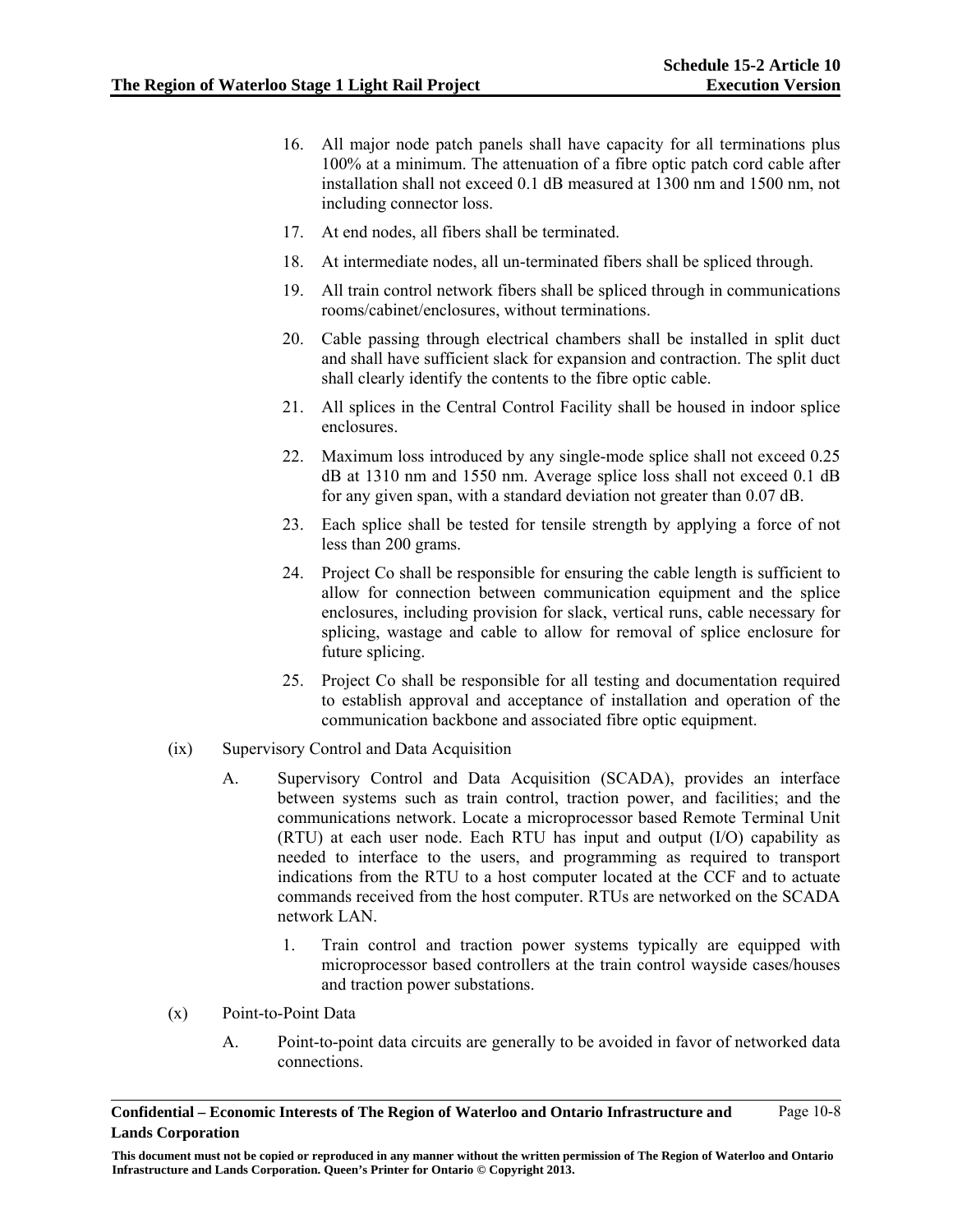16. All major node patch panels shall have capacity for all terminations plus 100% at a minimum. The attenuation of a fibre optic patch cord cable after installation shall not exceed 0.1 dB measured at 1300 nm and 1500 nm, not including connector loss.
17. At end nodes, all fibers shall be terminated.
18. At intermediate nodes, all un-terminated fibers shall be spliced through.
19. All train control network fibers shall be spliced through in communications rooms/cabinet/enclosures, without terminations.
20. Cable passing through electrical chambers shall be installed in split duct and shall have sufficient slack for expansion and contraction. The split duct shall clearly identify the contents to the fibre optic cable.
21. All splices in the Central Control Facility shall be housed in indoor splice enclosures.
22. Maximum loss introduced by any single-mode splice shall not exceed 0.25 dB at 1310 nm and 1550 nm. Average splice loss shall not exceed 0.1 dB for any given span, with a standard deviation not greater than 0.07 dB.
23. Each splice shall be tested for tensile strength by applying a force of not less than 200 grams.
24. Project Co shall be responsible for ensuring the cable length is sufficient to allow for connection between communication equipment and the splice enclosures, including provision for slack, vertical runs, cable necessary for splicing, wastage and cable to allow for removal of splice enclosure for future splicing.
25. Project Co shall be responsible for all testing and documentation required to establish approval and acceptance of installation and operation of the communication backbone and associated fibre optic equipment.

(ix) Supervisory Control and Data Acquisition

A. Supervisory Control and Data Acquisition (SCADA), provides an interface between systems such as train control, traction power, and facilities; and the communications network. Locate a microprocessor based Remote Terminal Unit (RTU) at each user node. Each RTU has input and output (I/O) capability as needed to interface to the users, and programming as required to transport indications from the RTU to a host computer located at the CCF and to actuate commands received from the host computer. RTUs are networked on the SCADA network LAN.

1. Train control and traction power systems typically are equipped with microprocessor based controllers at the train control wayside cases/houses and traction power substations.

(x) Point-to-Point Data

A. Point-to-point data circuits are generally to be avoided in favor of networked data connections.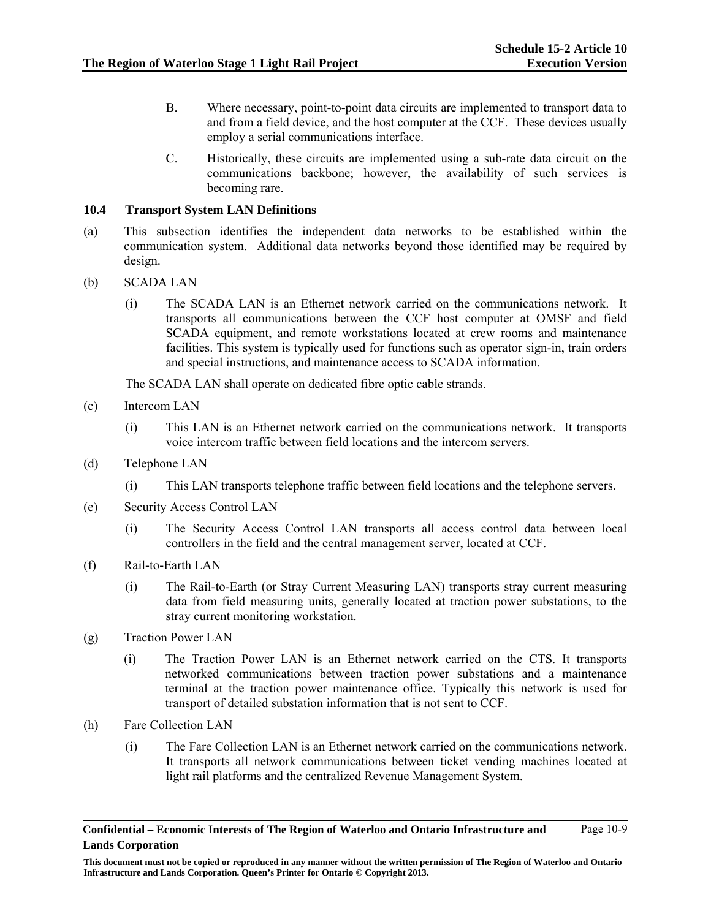B. Where necessary, point-to-point data circuits are implemented to transport data to and from a field device, and the host computer at the CCF. These devices usually employ a serial communications interface.

C. Historically, these circuits are implemented using a sub-rate data circuit on the communications backbone; however, the availability of such services is becoming rare.

### 10.4 Transport System LAN Definitions

(a) This subsection identifies the independent data networks to be established within the communication system. Additional data networks beyond those identified may be required by design.

(b) SCADA LAN

(i) The SCADA LAN is an Ethernet network carried on the communications network. It transports all communications between the CCF host computer at OMSF and field SCADA equipment, and remote workstations located at crew rooms and maintenance facilities. This system is typically used for functions such as operator sign-in, train orders and special instructions, and maintenance access to SCADA information.

The SCADA LAN shall operate on dedicated fibre optic cable strands.

(c) Intercom LAN

(i) This LAN is an Ethernet network carried on the communications network. It transports voice intercom traffic between field locations and the intercom servers.

(d) Telephone LAN

(i) This LAN transports telephone traffic between field locations and the telephone servers.

(e) Security Access Control LAN

(i) The Security Access Control LAN transports all access control data between local controllers in the field and the central management server, located at CCF.

(f) Rail-to-Earth LAN

(i) The Rail-to-Earth (or Stray Current Measuring LAN) transports stray current measuring data from field measuring units, generally located at traction power substations, to the stray current monitoring workstation.

(g) Traction Power LAN

(i) The Traction Power LAN is an Ethernet network carried on the CTS. It transports networked communications between traction power substations and a maintenance terminal at the traction power maintenance office. Typically this network is used for transport of detailed substation information that is not sent to CCF.

(h) Fare Collection LAN

(i) The Fare Collection LAN is an Ethernet network carried on the communications network. It transports all network communications between ticket vending machines located at light rail platforms and the centralized Revenue Management System.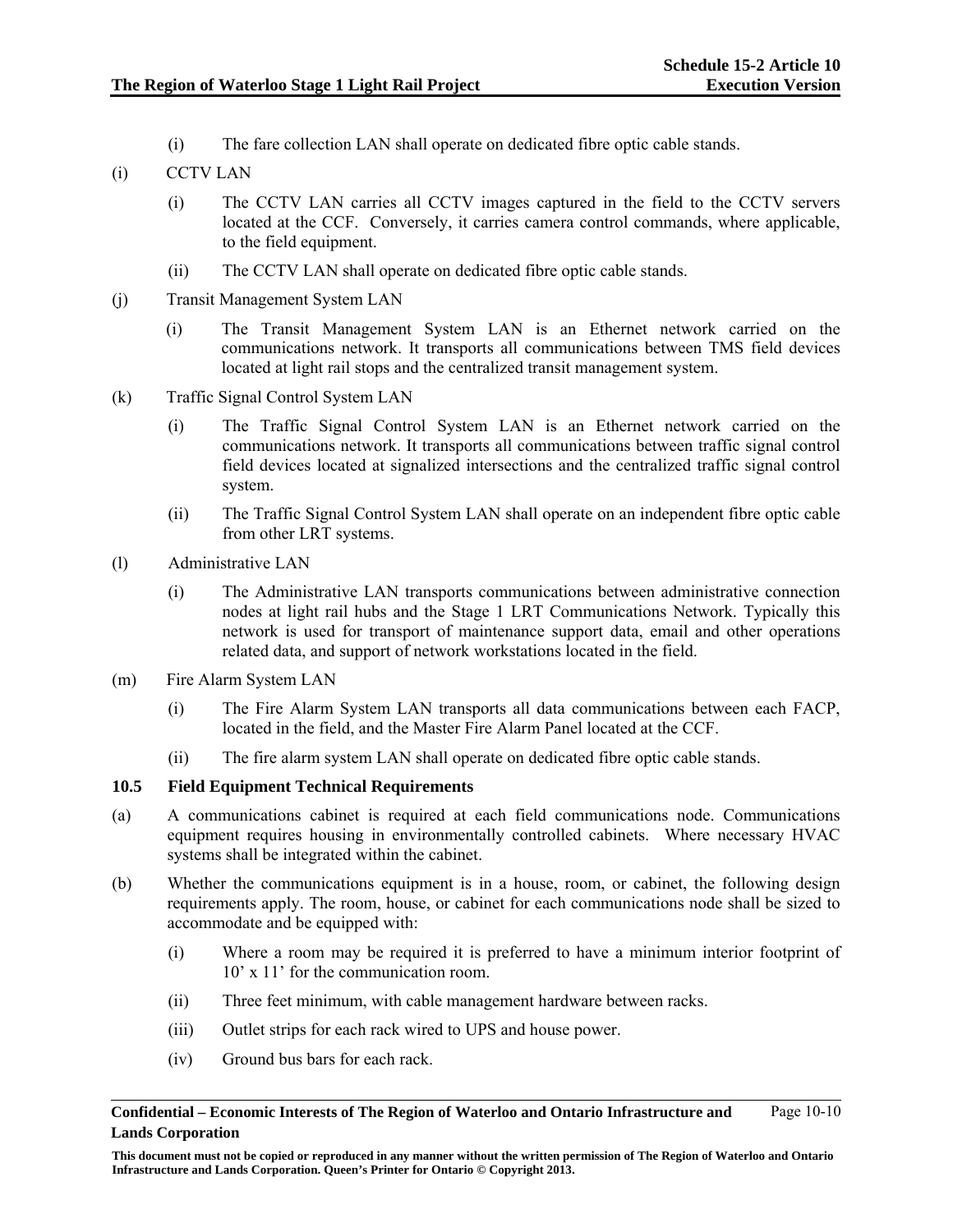(i) The fare collection LAN shall operate on dedicated fibre optic cable stands.

(i) CCTV LAN

(i) The CCTV LAN carries all CCTV images captured in the field to the CCTV servers located at the CCF. Conversely, it carries camera control commands, where applicable, to the field equipment.

(ii) The CCTV LAN shall operate on dedicated fibre optic cable stands.

(j) Transit Management System LAN

(i) The Transit Management System LAN is an Ethernet network carried on the communications network. It transports all communications between TMS field devices located at light rail stops and the centralized transit management system.

(k) Traffic Signal Control System LAN

(i) The Traffic Signal Control System LAN is an Ethernet network carried on the communications network. It transports all communications between traffic signal control field devices located at signalized intersections and the centralized traffic signal control system.

(ii) The Traffic Signal Control System LAN shall operate on an independent fibre optic cable from other LRT systems.

(l) Administrative LAN

(i) The Administrative LAN transports communications between administrative connection nodes at light rail hubs and the Stage 1 LRT Communications Network. Typically this network is used for transport of maintenance support data, email and other operations related data, and support of network workstations located in the field.

(m) Fire Alarm System LAN

(i) The Fire Alarm System LAN transports all data communications between each FACP, located in the field, and the Master Fire Alarm Panel located at the CCF.

(ii) The fire alarm system LAN shall operate on dedicated fibre optic cable stands.

### 10.5 Field Equipment Technical Requirements

(a) A communications cabinet is required at each field communications node. Communications equipment requires housing in environmentally controlled cabinets. Where necessary HVAC systems shall be integrated within the cabinet.

(b) Whether the communications equipment is in a house, room, or cabinet, the following design requirements apply. The room, house, or cabinet for each communications node shall be sized to accommodate and be equipped with:

(i) Where a room may be required it is preferred to have a minimum interior footprint of 10' x 11' for the communication room.

(ii) Three feet minimum, with cable management hardware between racks.

(iii) Outlet strips for each rack wired to UPS and house power.

(iv) Ground bus bars for each rack.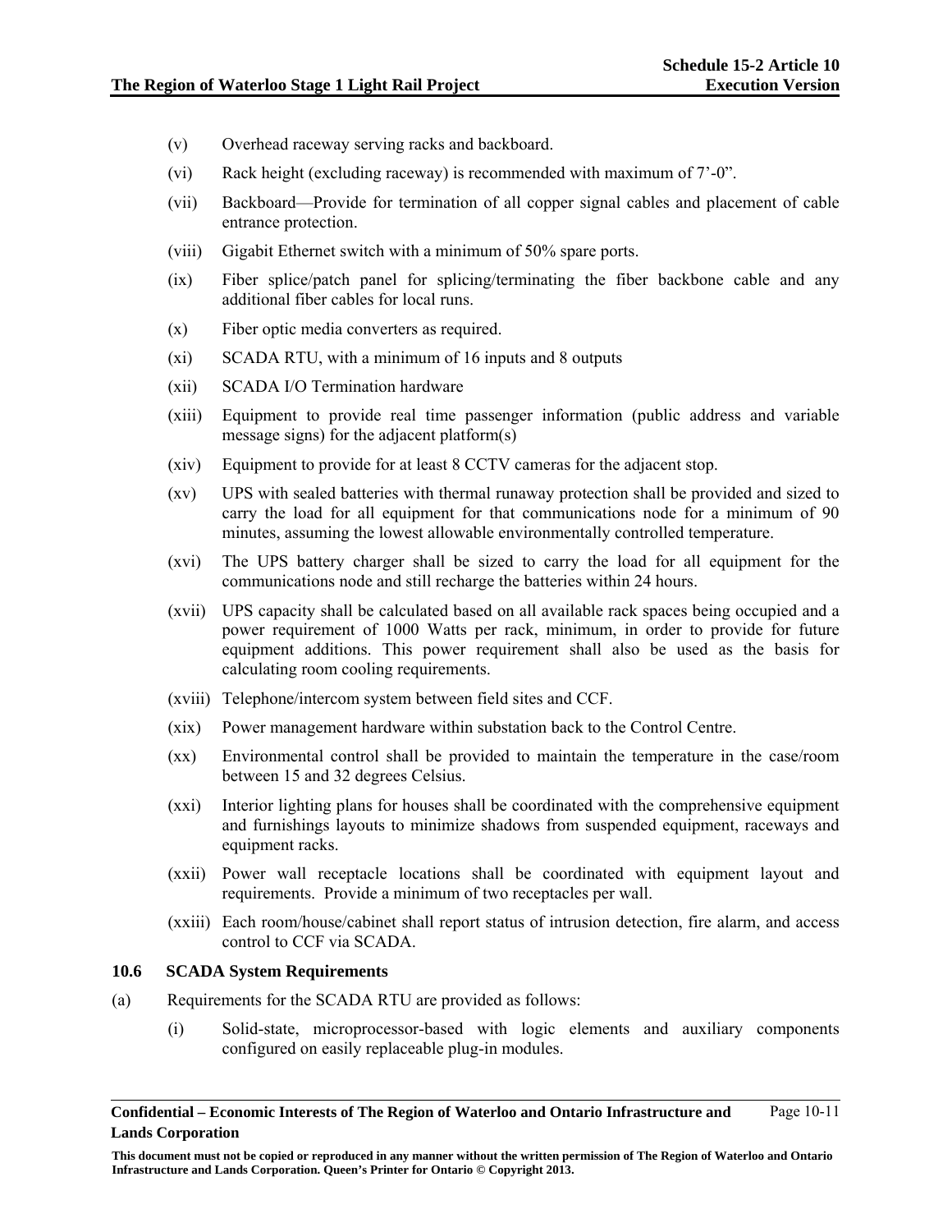(v) Overhead raceway serving racks and backboard.

(vi) Rack height (excluding raceway) is recommended with maximum of 7'-0".

(vii) Backboard—Provide for termination of all copper signal cables and placement of cable entrance protection.

(viii) Gigabit Ethernet switch with a minimum of 50% spare ports.

(ix) Fiber splice/patch panel for splicing/terminating the fiber backbone cable and any additional fiber cables for local runs.

(x) Fiber optic media converters as required.

(xi) SCADA RTU, with a minimum of 16 inputs and 8 outputs

(xii) SCADA I/O Termination hardware

(xiii) Equipment to provide real time passenger information (public address and variable message signs) for the adjacent platform(s)

(xiv) Equipment to provide for at least 8 CCTV cameras for the adjacent stop.

(xv) UPS with sealed batteries with thermal runaway protection shall be provided and sized to carry the load for all equipment for that communications node for a minimum of 90 minutes, assuming the lowest allowable environmentally controlled temperature.

(xvi) The UPS battery charger shall be sized to carry the load for all equipment for the communications node and still recharge the batteries within 24 hours.

(xvii) UPS capacity shall be calculated based on all available rack spaces being occupied and a power requirement of 1000 Watts per rack, minimum, in order to provide for future equipment additions. This power requirement shall also be used as the basis for calculating room cooling requirements.

(xviii) Telephone/intercom system between field sites and CCF.

(xix) Power management hardware within substation back to the Control Centre.

(xx) Environmental control shall be provided to maintain the temperature in the case/room between 15 and 32 degrees Celsius.

(xxi) Interior lighting plans for houses shall be coordinated with the comprehensive equipment and furnishings layouts to minimize shadows from suspended equipment, raceways and equipment racks.

(xxii) Power wall receptacle locations shall be coordinated with equipment layout and requirements. Provide a minimum of two receptacles per wall.

(xxiii) Each room/house/cabinet shall report status of intrusion detection, fire alarm, and access control to CCF via SCADA.

### 10.6 SCADA System Requirements

(a) Requirements for the SCADA RTU are provided as follows:

(i) Solid-state, microprocessor-based with logic elements and auxiliary components configured on easily replaceable plug-in modules.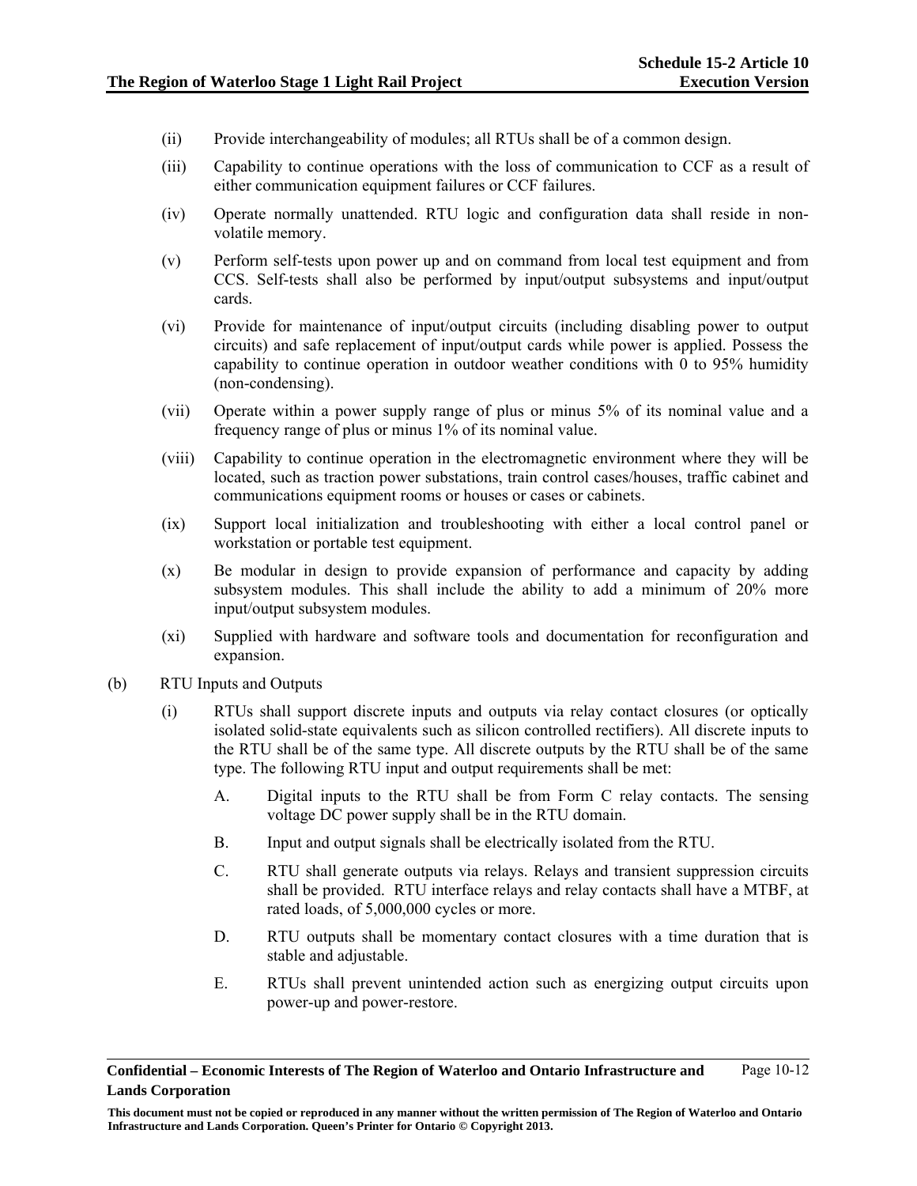(ii) Provide interchangeability of modules; all RTUs shall be of a common design.

(iii) Capability to continue operations with the loss of communication to CCF as a result of either communication equipment failures or CCF failures.

(iv) Operate normally unattended. RTU logic and configuration data shall reside in non-volatile memory.

(v) Perform self-tests upon power up and on command from local test equipment and from CCS. Self-tests shall also be performed by input/output subsystems and input/output cards.

(vi) Provide for maintenance of input/output circuits (including disabling power to output circuits) and safe replacement of input/output cards while power is applied. Possess the capability to continue operation in outdoor weather conditions with 0 to 95% humidity (non-condensing).

(vii) Operate within a power supply range of plus or minus 5% of its nominal value and a frequency range of plus or minus 1% of its nominal value.

(viii) Capability to continue operation in the electromagnetic environment where they will be located, such as traction power substations, train control cases/houses, traffic cabinet and communications equipment rooms or houses or cases or cabinets.

(ix) Support local initialization and troubleshooting with either a local control panel or workstation or portable test equipment.

(x) Be modular in design to provide expansion of performance and capacity by adding subsystem modules. This shall include the ability to add a minimum of 20% more input/output subsystem modules.

(xi) Supplied with hardware and software tools and documentation for reconfiguration and expansion.

(b) RTU Inputs and Outputs

(i) RTUs shall support discrete inputs and outputs via relay contact closures (or optically isolated solid-state equivalents such as silicon controlled rectifiers). All discrete inputs to the RTU shall be of the same type. All discrete outputs by the RTU shall be of the same type. The following RTU input and output requirements shall be met:

A. Digital inputs to the RTU shall be from Form C relay contacts. The sensing voltage DC power supply shall be in the RTU domain.

B. Input and output signals shall be electrically isolated from the RTU.

C. RTU shall generate outputs via relays. Relays and transient suppression circuits shall be provided. RTU interface relays and relay contacts shall have a MTBF, at rated loads, of 5,000,000 cycles or more.

D. RTU outputs shall be momentary contact closures with a time duration that is stable and adjustable.

E. RTUs shall prevent unintended action such as energizing output circuits upon power-up and power-restore.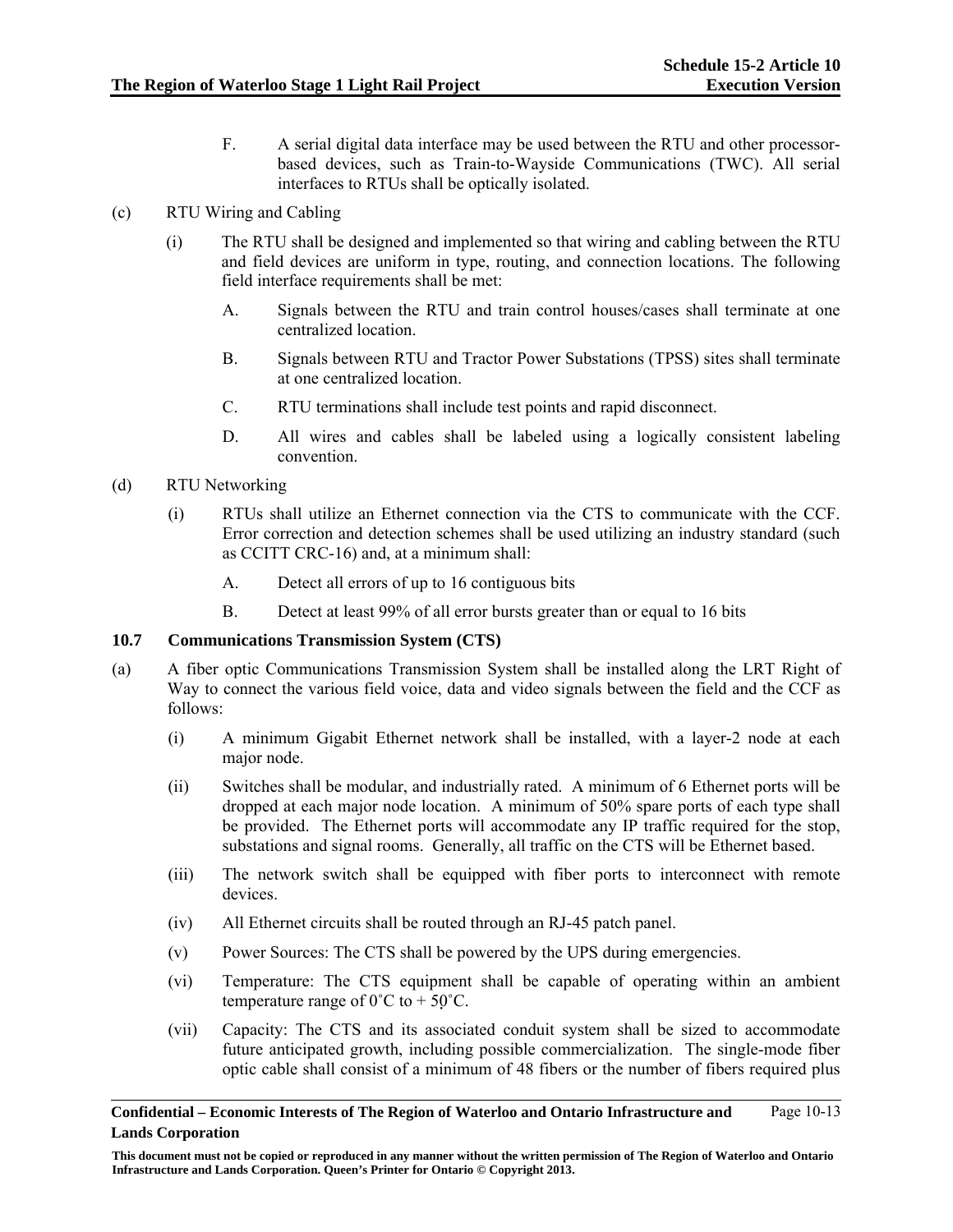F. A serial digital data interface may be used between the RTU and other processor-based devices, such as Train-to-Wayside Communications (TWC). All serial interfaces to RTUs shall be optically isolated.

(c) RTU Wiring and Cabling

(i) The RTU shall be designed and implemented so that wiring and cabling between the RTU and field devices are uniform in type, routing, and connection locations. The following field interface requirements shall be met:

A. Signals between the RTU and train control houses/cases shall terminate at one centralized location.

B. Signals between RTU and Tractor Power Substations (TPSS) sites shall terminate at one centralized location.

C. RTU terminations shall include test points and rapid disconnect.

D. All wires and cables shall be labeled using a logically consistent labeling convention.

(d) RTU Networking

(i) RTUs shall utilize an Ethernet connection via the CTS to communicate with the CCF. Error correction and detection schemes shall be used utilizing an industry standard (such as CCITT CRC-16) and, at a minimum shall:

A. Detect all errors of up to 16 contiguous bits

B. Detect at least 99% of all error bursts greater than or equal to 16 bits

### 10.7 Communications Transmission System (CTS)

(a) A fiber optic Communications Transmission System shall be installed along the LRT Right of Way to connect the various field voice, data and video signals between the field and the CCF as follows:

(i) A minimum Gigabit Ethernet network shall be installed, with a layer-2 node at each major node.

(ii) Switches shall be modular, and industrially rated. A minimum of 6 Ethernet ports will be dropped at each major node location. A minimum of 50% spare ports of each type shall be provided. The Ethernet ports will accommodate any IP traffic required for the stop, substations and signal rooms. Generally, all traffic on the CTS will be Ethernet based.

(iii) The network switch shall be equipped with fiber ports to interconnect with remote devices.

(iv) All Ethernet circuits shall be routed through an RJ-45 patch panel.

(v) Power Sources: The CTS shall be powered by the UPS during emergencies.

(vi) Temperature: The CTS equipment shall be capable of operating within an ambient temperature range of 0˚C to + 50˚C.

(vii) Capacity: The CTS and its associated conduit system shall be sized to accommodate future anticipated growth, including possible commercialization. The single-mode fiber optic cable shall consist of a minimum of 48 fibers or the number of fibers required plus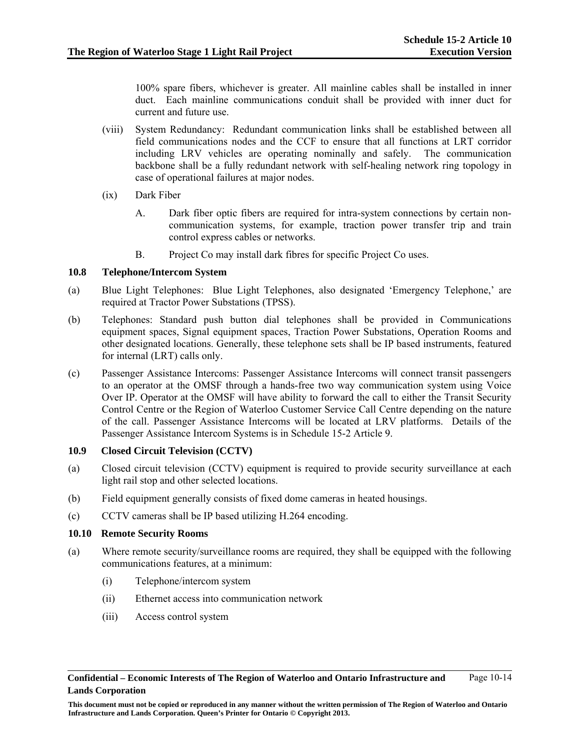100% spare fibers, whichever is greater. All mainline cables shall be installed in inner duct. Each mainline communications conduit shall be provided with inner duct for current and future use.

(viii) System Redundancy: Redundant communication links shall be established between all field communications nodes and the CCF to ensure that all functions at LRT corridor including LRV vehicles are operating nominally and safely. The communication backbone shall be a fully redundant network with self-healing network ring topology in case of operational failures at major nodes.

(ix) Dark Fiber

A. Dark fiber optic fibers are required for intra-system connections by certain non-communication systems, for example, traction power transfer trip and train control express cables or networks.

B. Project Co may install dark fibres for specific Project Co uses.

### 10.8 Telephone/Intercom System

(a) Blue Light Telephones: Blue Light Telephones, also designated 'Emergency Telephone,' are required at Tractor Power Substations (TPSS).

(b) Telephones: Standard push button dial telephones shall be provided in Communications equipment spaces, Signal equipment spaces, Traction Power Substations, Operation Rooms and other designated locations. Generally, these telephone sets shall be IP based instruments, featured for internal (LRT) calls only.

(c) Passenger Assistance Intercoms: Passenger Assistance Intercoms will connect transit passengers to an operator at the OMSF through a hands-free two way communication system using Voice Over IP. Operator at the OMSF will have ability to forward the call to either the Transit Security Control Centre or the Region of Waterloo Customer Service Call Centre depending on the nature of the call. Passenger Assistance Intercoms will be located at LRV platforms. Details of the Passenger Assistance Intercom Systems is in Schedule 15-2 Article 9.

### 10.9 Closed Circuit Television (CCTV)

(a) Closed circuit television (CCTV) equipment is required to provide security surveillance at each light rail stop and other selected locations.

(b) Field equipment generally consists of fixed dome cameras in heated housings.

(c) CCTV cameras shall be IP based utilizing H.264 encoding.

### 10.10 Remote Security Rooms

(a) Where remote security/surveillance rooms are required, they shall be equipped with the following communications features, at a minimum:

(i) Telephone/intercom system

(ii) Ethernet access into communication network

(iii) Access control system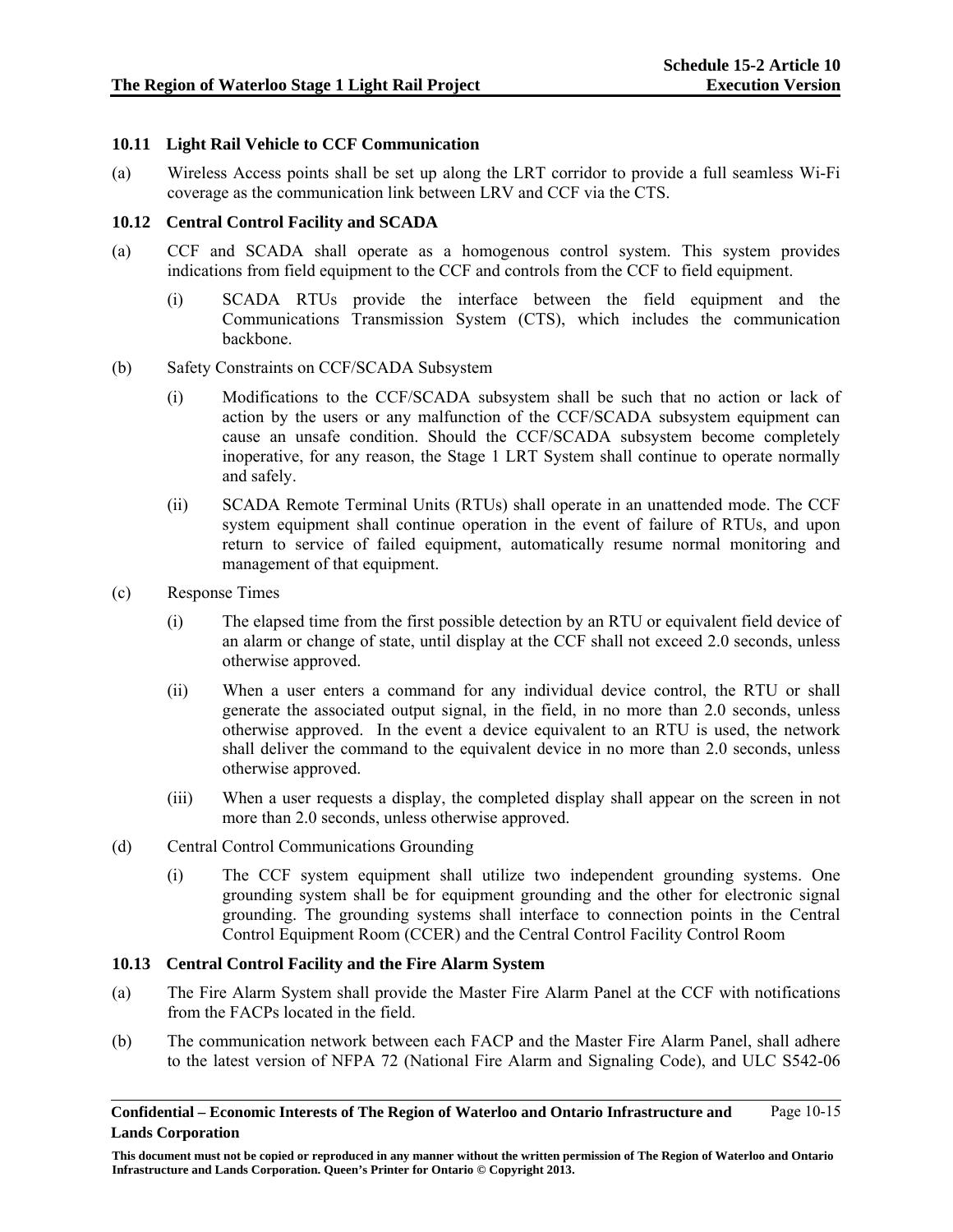### 10.11 Light Rail Vehicle to CCF Communication

(a) Wireless Access points shall be set up along the LRT corridor to provide a full seamless Wi-Fi coverage as the communication link between LRV and CCF via the CTS.

### 10.12 Central Control Facility and SCADA

(a) CCF and SCADA shall operate as a homogenous control system. This system provides indications from field equipment to the CCF and controls from the CCF to field equipment.

(i) SCADA RTUs provide the interface between the field equipment and the Communications Transmission System (CTS), which includes the communication backbone.

(b) Safety Constraints on CCF/SCADA Subsystem

(i) Modifications to the CCF/SCADA subsystem shall be such that no action or lack of action by the users or any malfunction of the CCF/SCADA subsystem equipment can cause an unsafe condition. Should the CCF/SCADA subsystem become completely inoperative, for any reason, the Stage 1 LRT System shall continue to operate normally and safely.

(ii) SCADA Remote Terminal Units (RTUs) shall operate in an unattended mode. The CCF system equipment shall continue operation in the event of failure of RTUs, and upon return to service of failed equipment, automatically resume normal monitoring and management of that equipment.

(c) Response Times

(i) The elapsed time from the first possible detection by an RTU or equivalent field device of an alarm or change of state, until display at the CCF shall not exceed 2.0 seconds, unless otherwise approved.

(ii) When a user enters a command for any individual device control, the RTU or shall generate the associated output signal, in the field, in no more than 2.0 seconds, unless otherwise approved. In the event a device equivalent to an RTU is used, the network shall deliver the command to the equivalent device in no more than 2.0 seconds, unless otherwise approved.

(iii) When a user requests a display, the completed display shall appear on the screen in not more than 2.0 seconds, unless otherwise approved.

(d) Central Control Communications Grounding

(i) The CCF system equipment shall utilize two independent grounding systems. One grounding system shall be for equipment grounding and the other for electronic signal grounding. The grounding systems shall interface to connection points in the Central Control Equipment Room (CCER) and the Central Control Facility Control Room

### 10.13 Central Control Facility and the Fire Alarm System

(a) The Fire Alarm System shall provide the Master Fire Alarm Panel at the CCF with notifications from the FACPs located in the field.

(b) The communication network between each FACP and the Master Fire Alarm Panel, shall adhere to the latest version of NFPA 72 (National Fire Alarm and Signaling Code), and ULC S542-06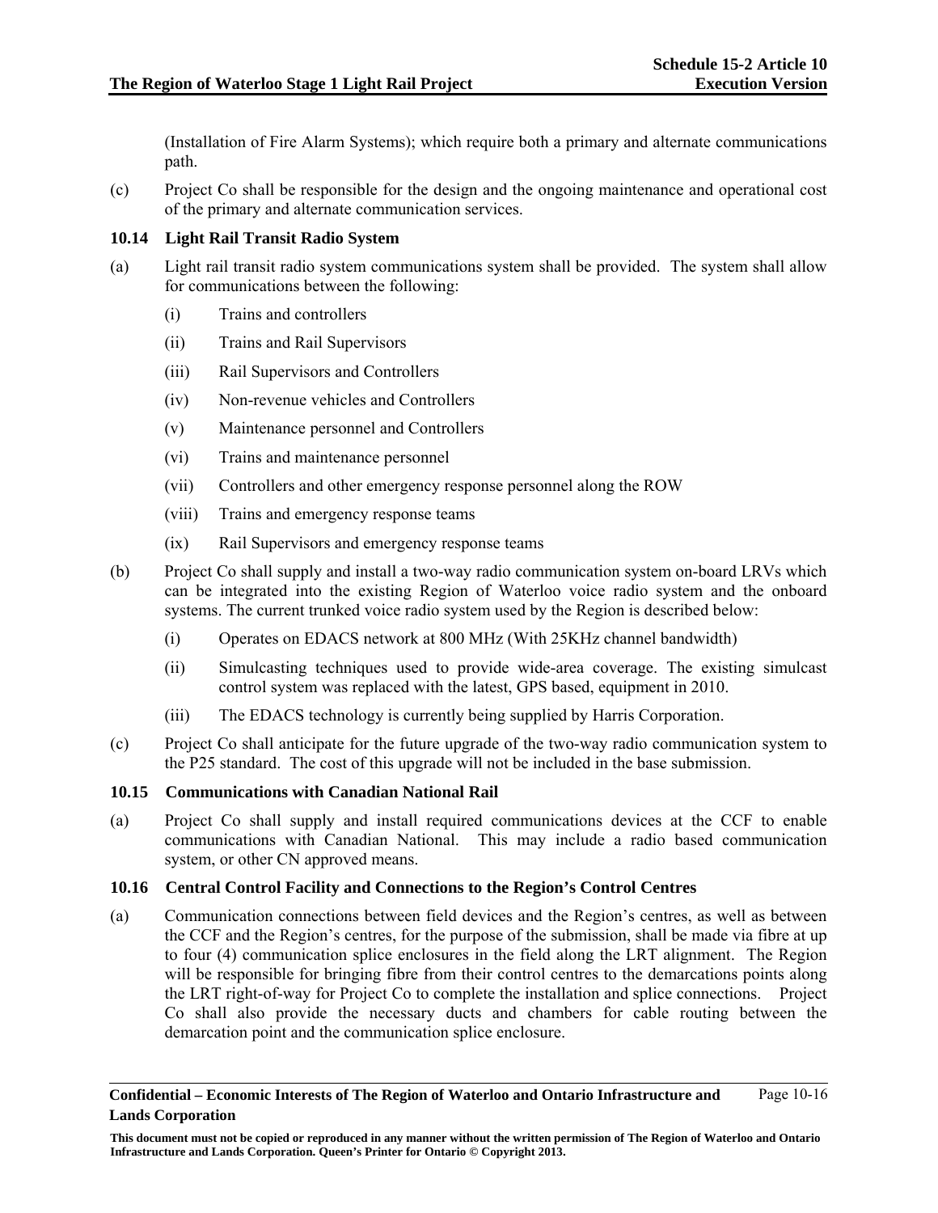(Installation of Fire Alarm Systems); which require both a primary and alternate communications path.

(c) Project Co shall be responsible for the design and the ongoing maintenance and operational cost of the primary and alternate communication services.

### 10.14 Light Rail Transit Radio System

(a) Light rail transit radio system communications system shall be provided. The system shall allow for communications between the following:

  (i) Trains and controllers

  (ii) Trains and Rail Supervisors

  (iii) Rail Supervisors and Controllers

  (iv) Non-revenue vehicles and Controllers

  (v) Maintenance personnel and Controllers

  (vi) Trains and maintenance personnel

  (vii) Controllers and other emergency response personnel along the ROW

  (viii) Trains and emergency response teams

  (ix) Rail Supervisors and emergency response teams

(b) Project Co shall supply and install a two-way radio communication system on-board LRVs which can be integrated into the existing Region of Waterloo voice radio system and the onboard systems. The current trunked voice radio system used by the Region is described below:

  (i) Operates on EDACS network at 800 MHz (With 25KHz channel bandwidth)

  (ii) Simulcasting techniques used to provide wide-area coverage. The existing simulcast control system was replaced with the latest, GPS based, equipment in 2010.

  (iii) The EDACS technology is currently being supplied by Harris Corporation.

(c) Project Co shall anticipate for the future upgrade of the two-way radio communication system to the P25 standard. The cost of this upgrade will not be included in the base submission.

### 10.15 Communications with Canadian National Rail

(a) Project Co shall supply and install required communications devices at the CCF to enable communications with Canadian National. This may include a radio based communication system, or other CN approved means.

### 10.16 Central Control Facility and Connections to the Region's Control Centres

(a) Communication connections between field devices and the Region's centres, as well as between the CCF and the Region's centres, for the purpose of the submission, shall be made via fibre at up to four (4) communication splice enclosures in the field along the LRT alignment. The Region will be responsible for bringing fibre from their control centres to the demarcations points along the LRT right-of-way for Project Co to complete the installation and splice connections. Project Co shall also provide the necessary ducts and chambers for cable routing between the demarcation point and the communication splice enclosure.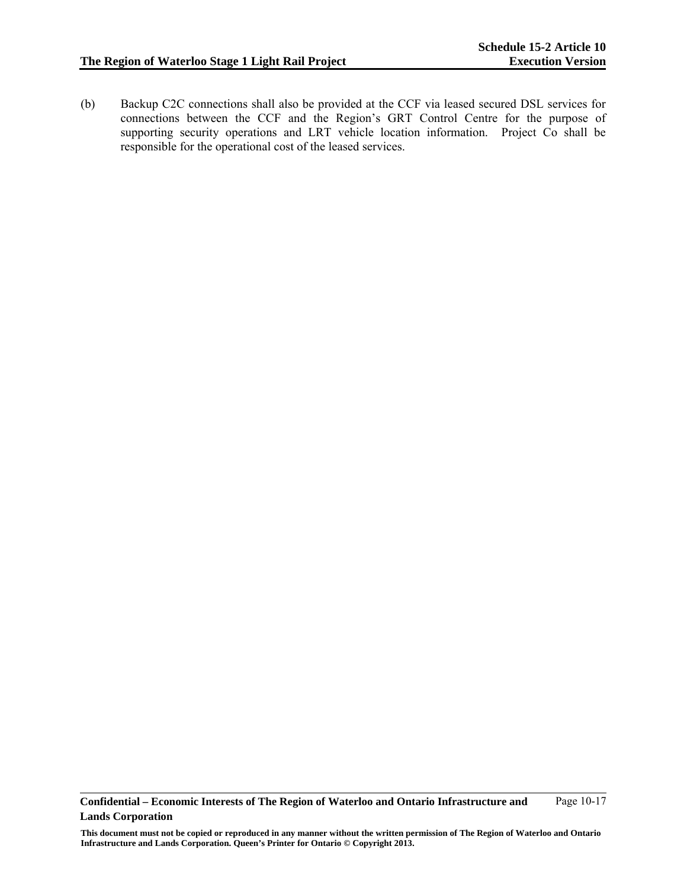(b) Backup C2C connections shall also be provided at the CCF via leased secured DSL services for connections between the CCF and the Region's GRT Control Centre for the purpose of supporting security operations and LRT vehicle location information. Project Co shall be responsible for the operational cost of the leased services.